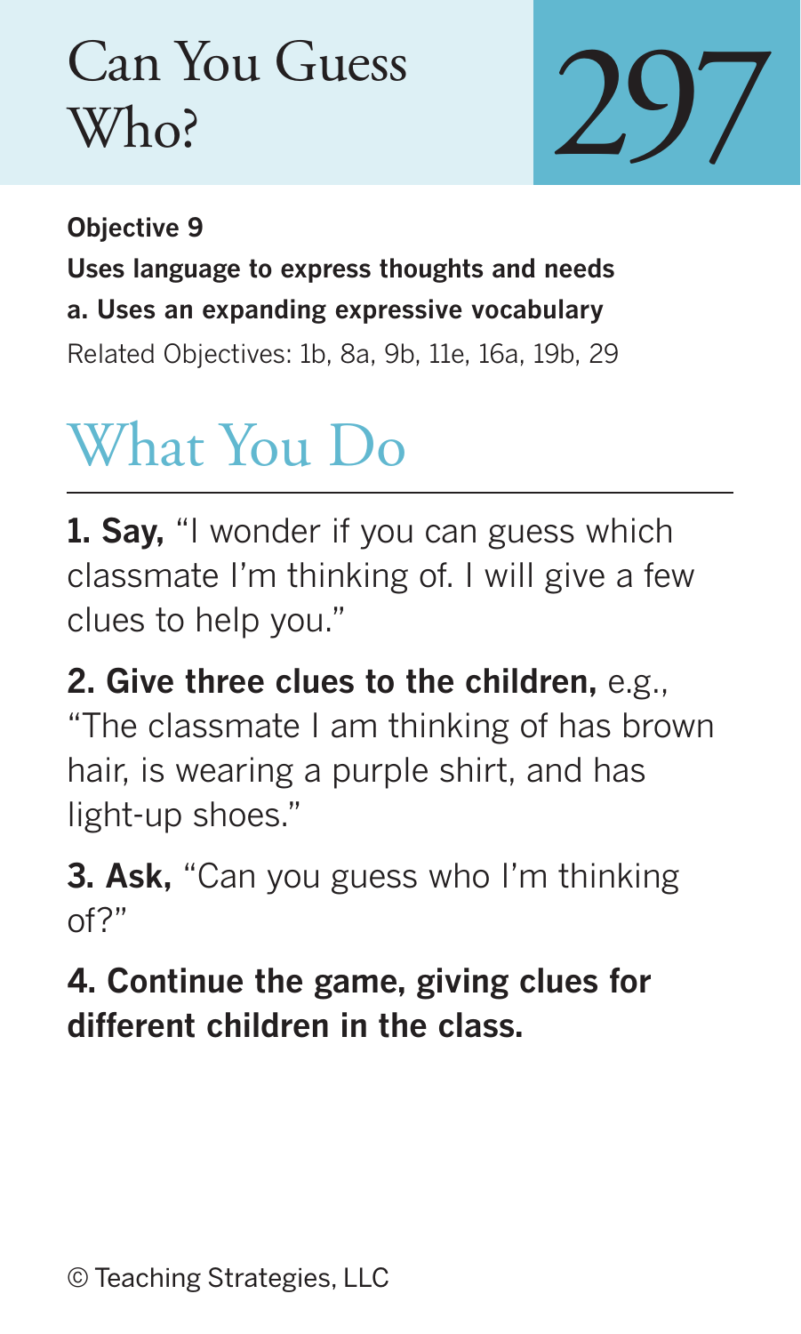# Can You Guess Who?

# 297

**Objective 9**

**Uses language to express thoughts and needs**

**a. Uses an expanding expressive vocabulary**

Related Objectives: 1b, 8a, 9b, 11e, 16a, 19b, 29

## What You Do

**1. Say,** "I wonder if you can guess which classmate I'm thinking of. I will give a few clues to help you."

**2. Give three clues to the children,** e.g., "The classmate I am thinking of has brown hair, is wearing a purple shirt, and has light-up shoes."

**3. Ask,** "Can you guess who I'm thinking of?"

**4. Continue the game, giving clues for different children in the class.**

© Teaching Strategies, LLC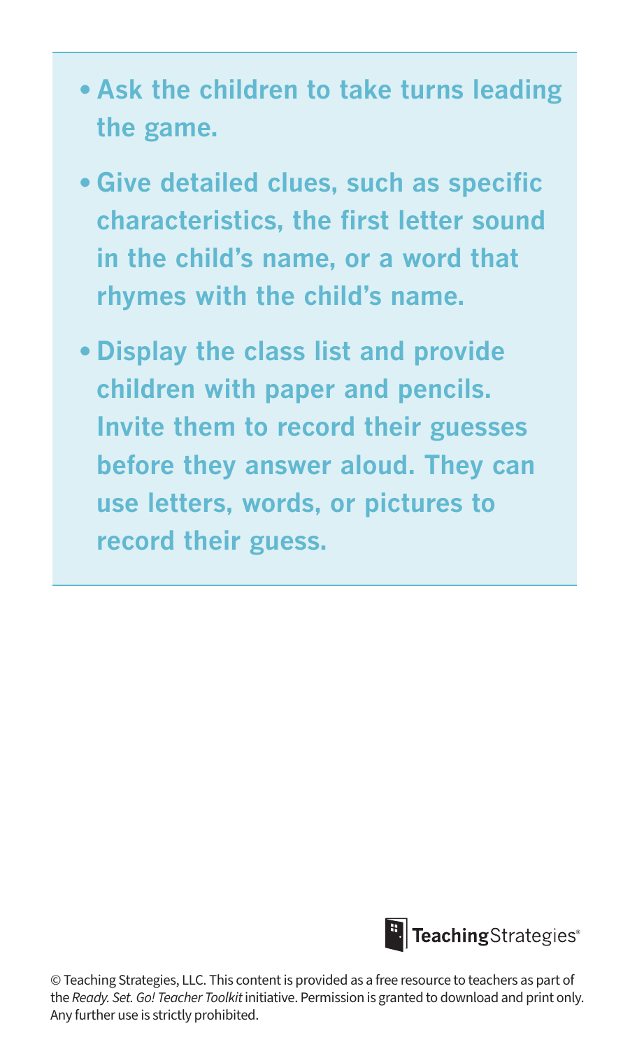- Ask the children to take turns leading the game.
- Give detailed clues, such as specific characteristics, the first letter sound in the child's name, or a word that rhymes with the child's name.
- Display the class list and provide children with paper and pencils. Invite them to record their guesses before they answer aloud. They can use letters, words, or pictures to record their guess.

TeachingStrategies®

© Teaching Strategies, LLC. This content is provided as a free resource to teachers as part of the *Ready. Set. Go! Teacher Toolkit* initiative. Permission is granted to download and print only. Any further use is strictly prohibited.